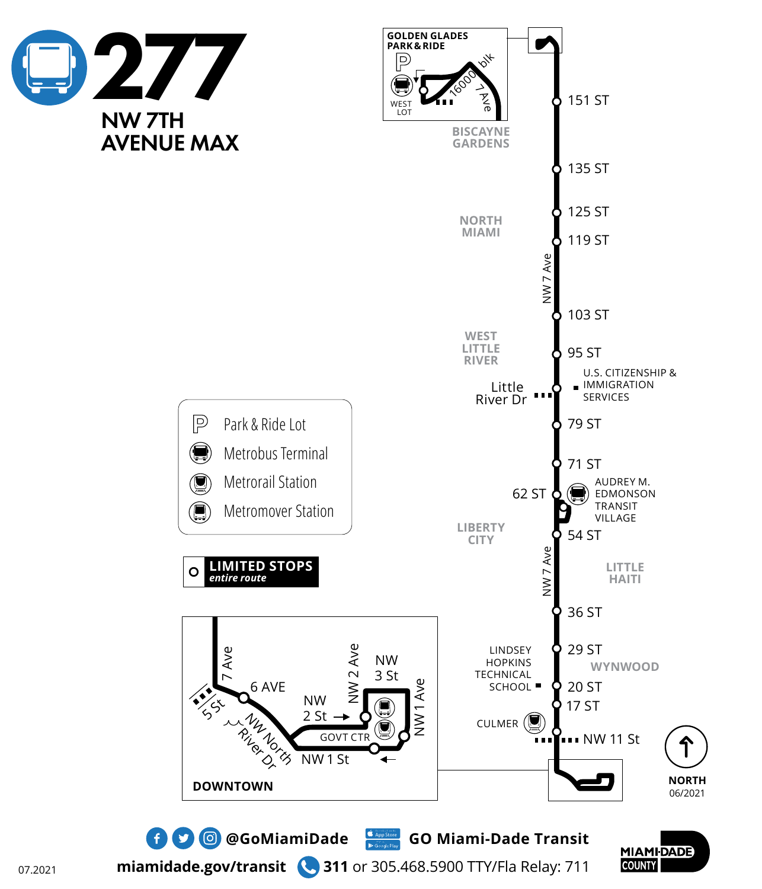# 277

## NW 7TH AVENUE MAX

**GOLDEN GLADES PARK & RIDE**

WEST LOT

16000 blk 7 Ave

BISCAYNE GARDENS

- 151 ST
- 135 ST
- 125 ST
- 119 ST
- 103 ST
- 95 ST
- Little River Dr — U.S. CITIZENSHIP & IMMIGRATION SERVICES
- 79 ST
- 71 ST
- 62 ST — AUDREY M. EDMONSON TRANSIT VILLAGE
- 54 ST
- 36 ST
- 29 ST
- 20 ST — LINDSEY HOPKINS TECHNICAL SCHOOL
- 17 ST
- NW 11 St — CULMER

NORTH MIAMI

WEST LITTLE RIVER

LIBERTY CITY

LITTLE HAITI

WYNWOOD

NW 7 Ave

**Legend**

- Park & Ride Lot
- Metrobus Terminal
- Metrorail Station
- Metromover Station

**LIMITED STOPS** *entire route*

**DOWNTOWN**

7 Ave, 6 AVE, 5 St, NW North River Dr, NW 2 St, NW 2 Ave, NW 3 St, NW 1 Ave, NW 1 St, GOVT CTR

NORTH 06/2021

@GoMiamiDade

GO Miami-Dade Transit

miamidade.gov/transit

**311** or 305.468.5900 TTY/Fla Relay: 711

MIAMI-DADE COUNTY

07.2021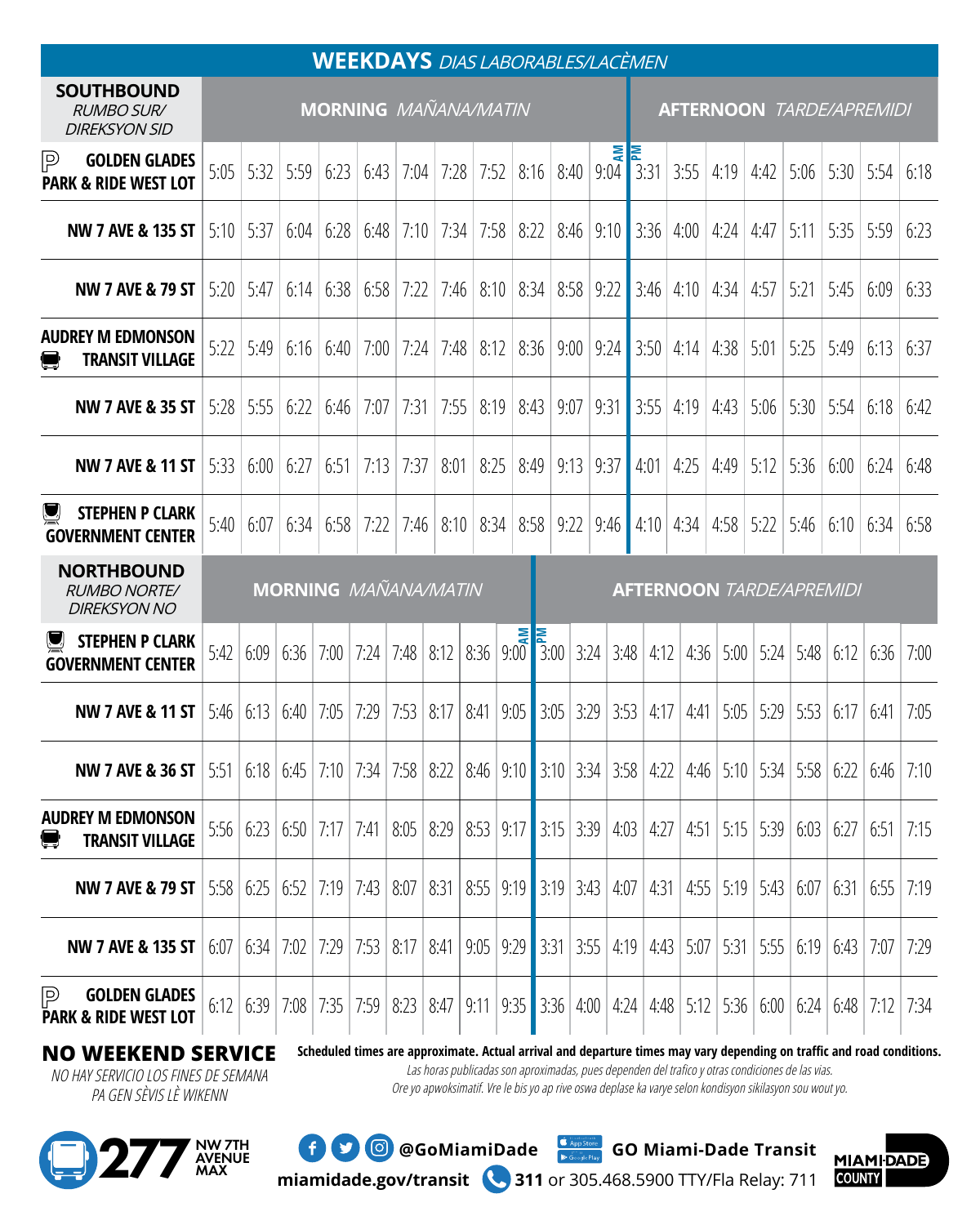## WEEKDAYS *DIAS LABORABLES/LACÈMEN*

### SOUTHBOUND *RUMBO SUR/ DIREKSYON SID*

| | MORNING *MAÑANA/MATIN* | | | | | | | | | | | AFTERNOON *TARDE/APREMIDI* | | | | | | | | |
|---|---|---|---|---|---|---|---|---|---|---|---|---|---|---|---|---|---|---|---|---|
| GOLDEN GLADES PARK & RIDE WEST LOT | 5:05 | 5:32 | 5:59 | 6:23 | 6:43 | 7:04 | 7:28 | 7:52 | 8:16 | 8:40 | 9:04 | 3:31 | 3:55 | 4:19 | 4:42 | 5:06 | 5:30 | 5:54 | 6:18 |
| NW 7 AVE & 135 ST | 5:10 | 5:37 | 6:04 | 6:28 | 6:48 | 7:10 | 7:34 | 7:58 | 8:22 | 8:46 | 9:10 | 3:36 | 4:00 | 4:24 | 4:47 | 5:11 | 5:35 | 5:59 | 6:23 |
| NW 7 AVE & 79 ST | 5:20 | 5:47 | 6:14 | 6:38 | 6:58 | 7:22 | 7:46 | 8:10 | 8:34 | 8:58 | 9:22 | 3:46 | 4:10 | 4:34 | 4:57 | 5:21 | 5:45 | 6:09 | 6:33 |
| AUDREY M EDMONSON TRANSIT VILLAGE | 5:22 | 5:49 | 6:16 | 6:40 | 7:00 | 7:24 | 7:48 | 8:12 | 8:36 | 9:00 | 9:24 | 3:50 | 4:14 | 4:38 | 5:01 | 5:25 | 5:49 | 6:13 | 6:37 |
| NW 7 AVE & 35 ST | 5:28 | 5:55 | 6:22 | 6:46 | 7:07 | 7:31 | 7:55 | 8:19 | 8:43 | 9:07 | 9:31 | 3:55 | 4:19 | 4:43 | 5:06 | 5:30 | 5:54 | 6:18 | 6:42 |
| NW 7 AVE & 11 ST | 5:33 | 6:00 | 6:27 | 6:51 | 7:13 | 7:37 | 8:01 | 8:25 | 8:49 | 9:13 | 9:37 | 4:01 | 4:25 | 4:49 | 5:12 | 5:36 | 6:00 | 6:24 | 6:48 |
| STEPHEN P CLARK GOVERNMENT CENTER | 5:40 | 6:07 | 6:34 | 6:58 | 7:22 | 7:46 | 8:10 | 8:34 | 8:58 | 9:22 | 9:46 | 4:10 | 4:34 | 4:58 | 5:22 | 5:46 | 6:10 | 6:34 | 6:58 |

### NORTHBOUND *RUMBO NORTE/ DIREKSYON NO*

| | MORNING *MAÑANA/MATIN* | | | | | | | | | AFTERNOON *TARDE/APREMIDI* | | | | | | | | | | | |
|---|---|---|---|---|---|---|---|---|---|---|---|---|---|---|---|---|---|---|---|---|
| STEPHEN P CLARK GOVERNMENT CENTER | 5:42 | 6:09 | 6:36 | 7:00 | 7:24 | 7:48 | 8:12 | 8:36 | 9:00 | 3:00 | 3:24 | 3:48 | 4:12 | 4:36 | 5:00 | 5:24 | 5:48 | 6:12 | 6:36 | 7:00 |
| NW 7 AVE & 11 ST | 5:46 | 6:13 | 6:40 | 7:05 | 7:29 | 7:53 | 8:17 | 8:41 | 9:05 | 3:05 | 3:29 | 3:53 | 4:17 | 4:41 | 5:05 | 5:29 | 5:53 | 6:17 | 6:41 | 7:05 |
| NW 7 AVE & 36 ST | 5:51 | 6:18 | 6:45 | 7:10 | 7:34 | 7:58 | 8:22 | 8:46 | 9:10 | 3:10 | 3:34 | 3:58 | 4:22 | 4:46 | 5:10 | 5:34 | 5:58 | 6:22 | 6:46 | 7:10 |
| AUDREY M EDMONSON TRANSIT VILLAGE | 5:56 | 6:23 | 6:50 | 7:17 | 7:41 | 8:05 | 8:29 | 8:53 | 9:17 | 3:15 | 3:39 | 4:03 | 4:27 | 4:51 | 5:15 | 5:39 | 6:03 | 6:27 | 6:51 | 7:15 |
| NW 7 AVE & 79 ST | 5:58 | 6:25 | 6:52 | 7:19 | 7:43 | 8:07 | 8:31 | 8:55 | 9:19 | 3:19 | 3:43 | 4:07 | 4:31 | 4:55 | 5:19 | 5:43 | 6:07 | 6:31 | 6:55 | 7:19 |
| NW 7 AVE & 135 ST | 6:07 | 6:34 | 7:02 | 7:29 | 7:53 | 8:17 | 8:41 | 9:05 | 9:29 | 3:31 | 3:55 | 4:19 | 4:43 | 5:07 | 5:31 | 5:55 | 6:19 | 6:43 | 7:07 | 7:29 |
| GOLDEN GLADES PARK & RIDE WEST LOT | 6:12 | 6:39 | 7:08 | 7:35 | 7:59 | 8:23 | 8:47 | 9:11 | 9:35 | 3:36 | 4:00 | 4:24 | 4:48 | 5:12 | 5:36 | 6:00 | 6:24 | 6:48 | 7:12 | 7:34 |

**NO WEEKEND SERVICE**
*NO HAY SERVICIO LOS FINES DE SEMANA*
*PA GEN SÈVIS LÈ WIKENN*

**Scheduled times are approximate. Actual arrival and departure times may vary depending on traffic and road conditions.**
*Las horas publicadas son aproximadas, pues dependen del trafico y otras condiciones de las vias.*
*Ore yo apwoksimatif. Vre le bis yo ap rive oswa deplase ka varye selon kondisyon sikilasyon sou wout yo.*

**277** NW 7TH AVENUE MAX

@GoMiamiDade — GO Miami-Dade Transit

miamidade.gov/transit — **311** or 305.468.5900 TTY/Fla Relay: 711

MIAMI-DADE COUNTY